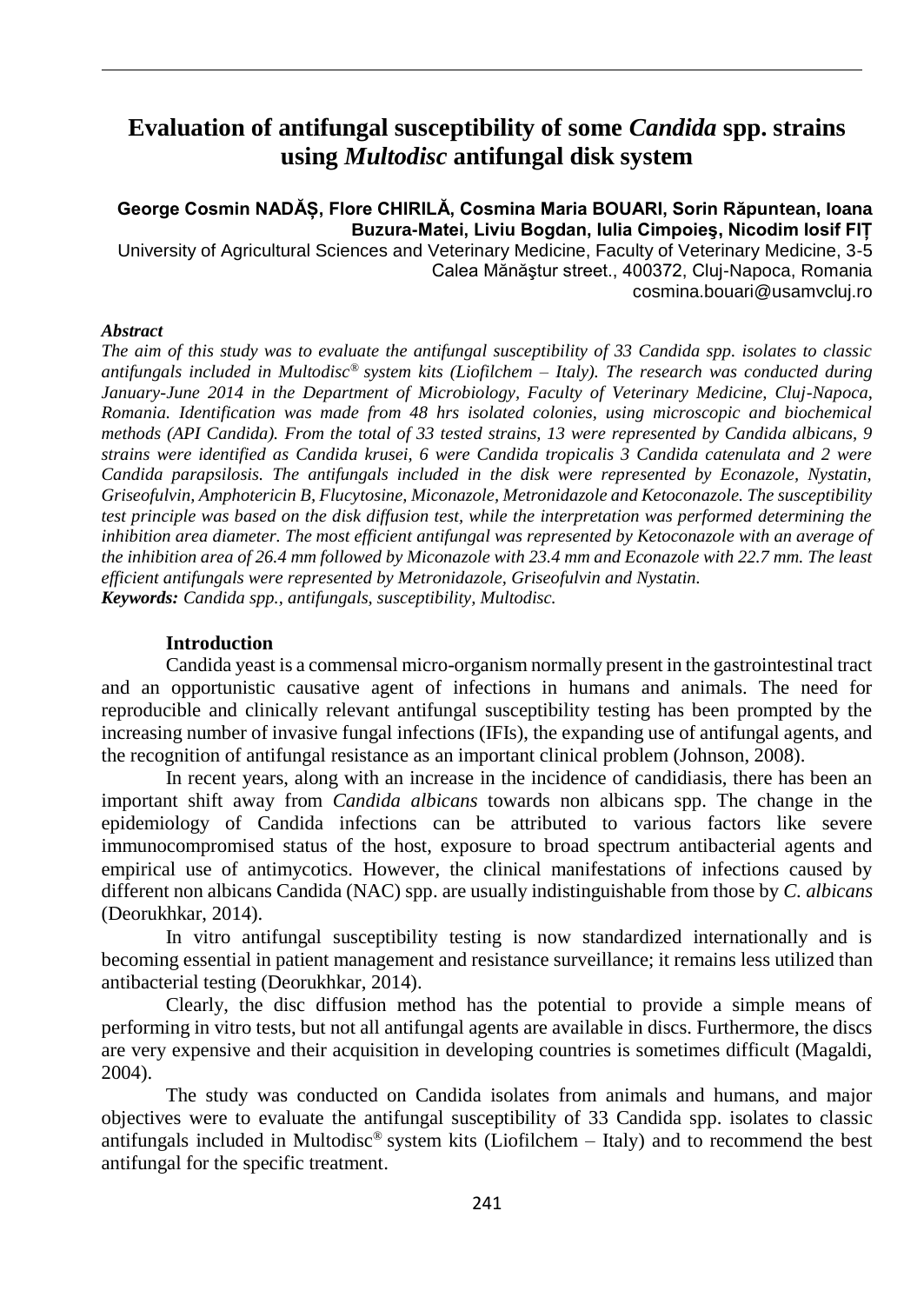# Evaluation of antifungal susceptibility of some *Candida* spp. strains using *Multodisc* antifungal disk system

**George Cosmin NADĂȘ, Flore CHIRILĂ, Cosmina Maria BOUARI, Sorin Răpuntean, Ioana Buzura-Matei, Liviu Bogdan, Iulia Cimpoieş, Nicodim Iosif FIȚ**

University of Agricultural Sciences and Veterinary Medicine, Faculty of Veterinary Medicine, 3-5 Calea Mănăştur street., 400372, Cluj-Napoca, Romania
cosmina.bouari@usamvcluj.ro

***Abstract***

*The aim of this study was to evaluate the antifungal susceptibility of 33 Candida spp. isolates to classic antifungals included in Multodisc® system kits (Liofilchem – Italy). The research was conducted during January-June 2014 in the Department of Microbiology, Faculty of Veterinary Medicine, Cluj-Napoca, Romania. Identification was made from 48 hrs isolated colonies, using microscopic and biochemical methods (API Candida). From the total of 33 tested strains, 13 were represented by Candida albicans, 9 strains were identified as Candida krusei, 6 were Candida tropicalis 3 Candida catenulata and 2 were Candida parapsilosis. The antifungals included in the disk were represented by Econazole, Nystatin, Griseofulvin, Amphotericin B, Flucytosine, Miconazole, Metronidazole and Ketoconazole. The susceptibility test principle was based on the disk diffusion test, while the interpretation was performed determining the inhibition area diameter. The most efficient antifungal was represented by Ketoconazole with an average of the inhibition area of 26.4 mm followed by Miconazole with 23.4 mm and Econazole with 22.7 mm. The least efficient antifungals were represented by Metronidazole, Griseofulvin and Nystatin.*

***Keywords:*** *Candida spp., antifungals, susceptibility, Multodisc.*

## Introduction

Candida yeast is a commensal micro-organism normally present in the gastrointestinal tract and an opportunistic causative agent of infections in humans and animals. The need for reproducible and clinically relevant antifungal susceptibility testing has been prompted by the increasing number of invasive fungal infections (IFIs), the expanding use of antifungal agents, and the recognition of antifungal resistance as an important clinical problem (Johnson, 2008).

In recent years, along with an increase in the incidence of candidiasis, there has been an important shift away from *Candida albicans* towards non albicans spp. The change in the epidemiology of Candida infections can be attributed to various factors like severe immunocompromised status of the host, exposure to broad spectrum antibacterial agents and empirical use of antimycotics. However, the clinical manifestations of infections caused by different non albicans Candida (NAC) spp. are usually indistinguishable from those by *C. albicans* (Deorukhkar, 2014).

In vitro antifungal susceptibility testing is now standardized internationally and is becoming essential in patient management and resistance surveillance; it remains less utilized than antibacterial testing (Deorukhkar, 2014).

Clearly, the disc diffusion method has the potential to provide a simple means of performing in vitro tests, but not all antifungal agents are available in discs. Furthermore, the discs are very expensive and their acquisition in developing countries is sometimes difficult (Magaldi, 2004).

The study was conducted on Candida isolates from animals and humans, and major objectives were to evaluate the antifungal susceptibility of 33 Candida spp. isolates to classic antifungals included in Multodisc® system kits (Liofilchem – Italy) and to recommend the best antifungal for the specific treatment.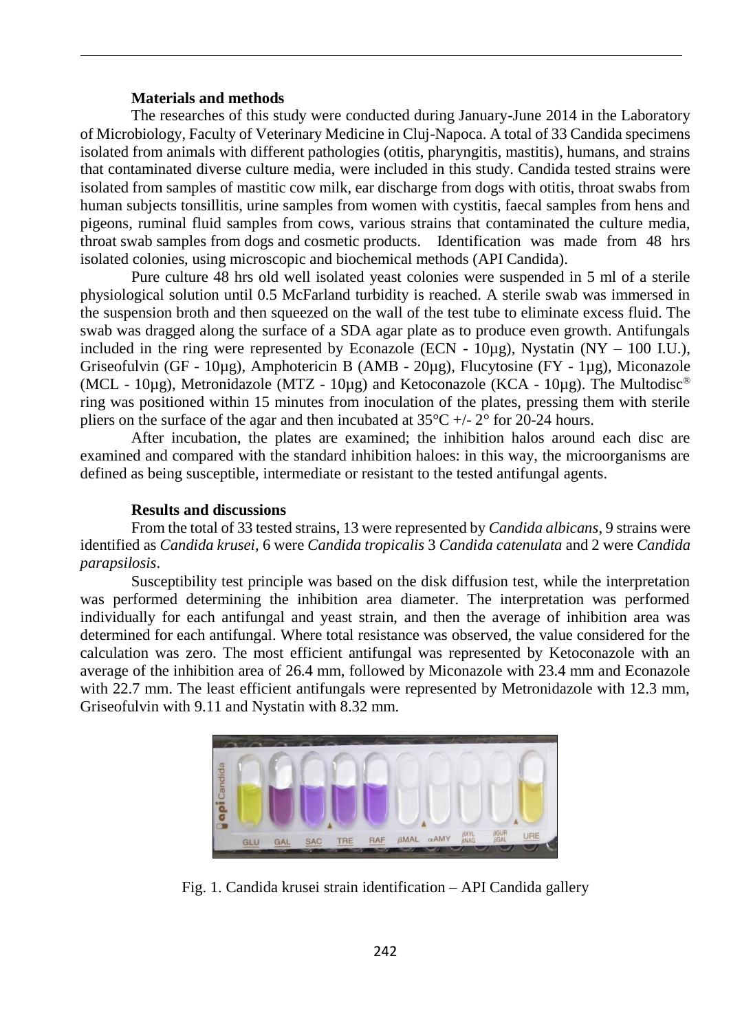**Materials and methods**

The researches of this study were conducted during January-June 2014 in the Laboratory of Microbiology, Faculty of Veterinary Medicine in Cluj-Napoca. A total of 33 Candida specimens isolated from animals with different pathologies (otitis, pharyngitis, mastitis), humans, and strains that contaminated diverse culture media, were included in this study. Candida tested strains were isolated from samples of mastitic cow milk, ear discharge from dogs with otitis, throat swabs from human subjects tonsillitis, urine samples from women with cystitis, faecal samples from hens and pigeons, ruminal fluid samples from cows, various strains that contaminated the culture media, throat swab samples from dogs and cosmetic products. Identification was made from 48 hrs isolated colonies, using microscopic and biochemical methods (API Candida).

Pure culture 48 hrs old well isolated yeast colonies were suspended in 5 ml of a sterile physiological solution until 0.5 McFarland turbidity is reached. A sterile swab was immersed in the suspension broth and then squeezed on the wall of the test tube to eliminate excess fluid. The swab was dragged along the surface of a SDA agar plate as to produce even growth. Antifungals included in the ring were represented by Econazole (ECN - 10µg), Nystatin (NY – 100 I.U.), Griseofulvin (GF - 10µg), Amphotericin B (AMB - 20µg), Flucytosine (FY - 1µg), Miconazole (MCL - 10µg), Metronidazole (MTZ - 10µg) and Ketoconazole (KCA - 10µg). The Multodisc® ring was positioned within 15 minutes from inoculation of the plates, pressing them with sterile pliers on the surface of the agar and then incubated at 35°C +/- 2° for 20-24 hours.

After incubation, the plates are examined; the inhibition halos around each disc are examined and compared with the standard inhibition haloes: in this way, the microorganisms are defined as being susceptible, intermediate or resistant to the tested antifungal agents.

**Results and discussions**

From the total of 33 tested strains, 13 were represented by *Candida albicans*, 9 strains were identified as *Candida krusei*, 6 were *Candida tropicalis* 3 *Candida catenulata* and 2 were *Candida parapsilosis*.

Susceptibility test principle was based on the disk diffusion test, while the interpretation was performed determining the inhibition area diameter. The interpretation was performed individually for each antifungal and yeast strain, and then the average of inhibition area was determined for each antifungal. Where total resistance was observed, the value considered for the calculation was zero. The most efficient antifungal was represented by Ketoconazole with an average of the inhibition area of 26.4 mm, followed by Miconazole with 23.4 mm and Econazole with 22.7 mm. The least efficient antifungals were represented by Metronidazole with 12.3 mm, Griseofulvin with 9.11 and Nystatin with 8.32 mm.

Fig. 1. Candida krusei strain identification – API Candida gallery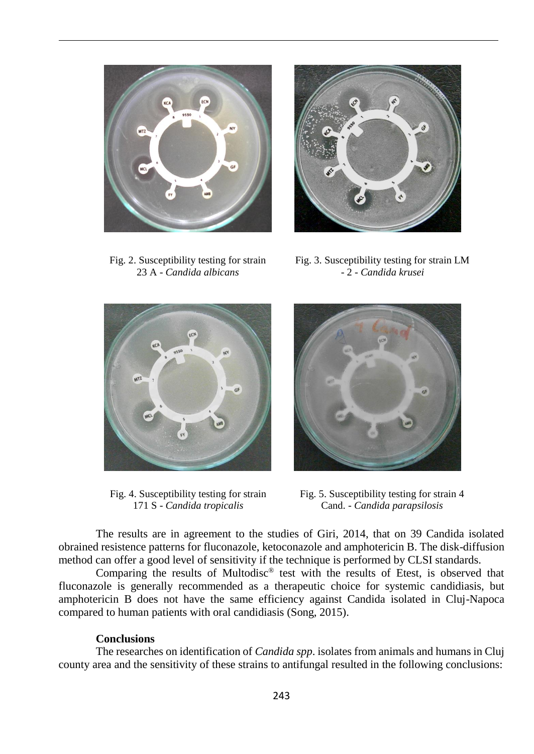Fig. 2. Susceptibility testing for strain 23 A - *Candida albicans*

Fig. 3. Susceptibility testing for strain LM - 2 - *Candida krusei*

Fig. 4. Susceptibility testing for strain 171 S - *Candida tropicalis*

Fig. 5. Susceptibility testing for strain 4 Cand. - *Candida parapsilosis*

The results are in agreement to the studies of Giri, 2014, that on 39 Candida isolated obrained resistence patterns for fluconazole, ketoconazole and amphotericin B. The disk-diffusion method can offer a good level of sensitivity if the technique is performed by CLSI standards.

Comparing the results of Multodisc® test with the results of Etest, is observed that fluconazole is generally recommended as a therapeutic choice for systemic candidiasis, but amphotericin B does not have the same efficiency against Candida isolated in Cluj-Napoca compared to human patients with oral candidiasis (Song, 2015).

### Conclusions

The researches on identification of *Candida spp*. isolates from animals and humans in Cluj county area and the sensitivity of these strains to antifungal resulted in the following conclusions: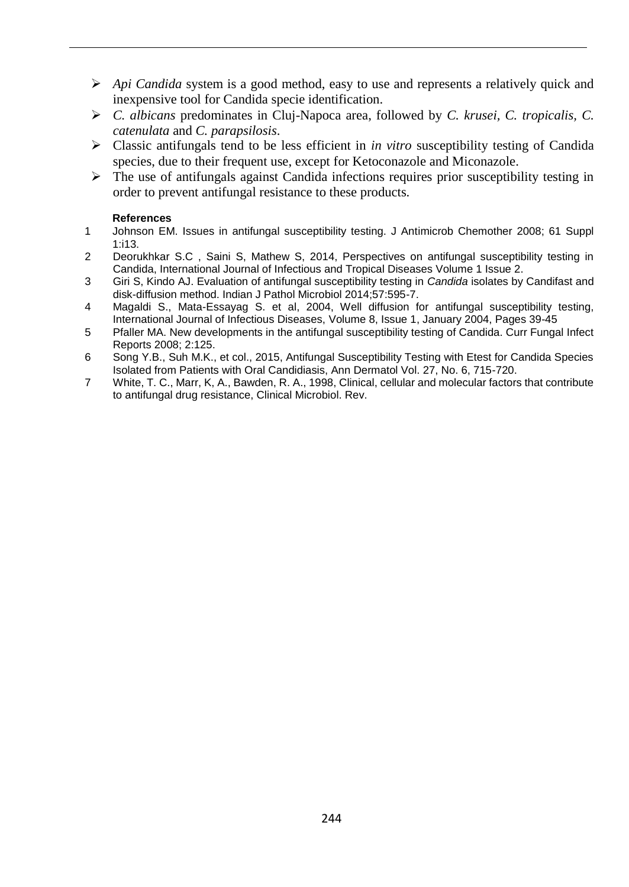- *Api Candida* system is a good method, easy to use and represents a relatively quick and inexpensive tool for Candida specie identification.
- *C. albicans* predominates in Cluj-Napoca area, followed by *C. krusei, C. tropicalis, C. catenulata* and *C. parapsilosis*.
- Classic antifungals tend to be less efficient in *in vitro* susceptibility testing of Candida species, due to their frequent use, except for Ketoconazole and Miconazole.
- The use of antifungals against Candida infections requires prior susceptibility testing in order to prevent antifungal resistance to these products.

### References

1. Johnson EM. Issues in antifungal susceptibility testing. J Antimicrob Chemother 2008; 61 Suppl 1:i13.
2. Deorukhkar S.C , Saini S, Mathew S, 2014, Perspectives on antifungal susceptibility testing in Candida, International Journal of Infectious and Tropical Diseases Volume 1 Issue 2.
3. Giri S, Kindo AJ. Evaluation of antifungal susceptibility testing in *Candida* isolates by Candifast and disk-diffusion method. Indian J Pathol Microbiol 2014;57:595-7.
4. Magaldi S., Mata-Essayag S. et al, 2004, Well diffusion for antifungal susceptibility testing, International Journal of Infectious Diseases, Volume 8, Issue 1, January 2004, Pages 39-45
5. Pfaller MA. New developments in the antifungal susceptibility testing of Candida. Curr Fungal Infect Reports 2008; 2:125.
6. Song Y.B., Suh M.K., et col., 2015, Antifungal Susceptibility Testing with Etest for Candida Species Isolated from Patients with Oral Candidiasis, Ann Dermatol Vol. 27, No. 6, 715-720.
7. White, T. C., Marr, K, A., Bawden, R. A., 1998, Clinical, cellular and molecular factors that contribute to antifungal drug resistance, Clinical Microbiol. Rev.